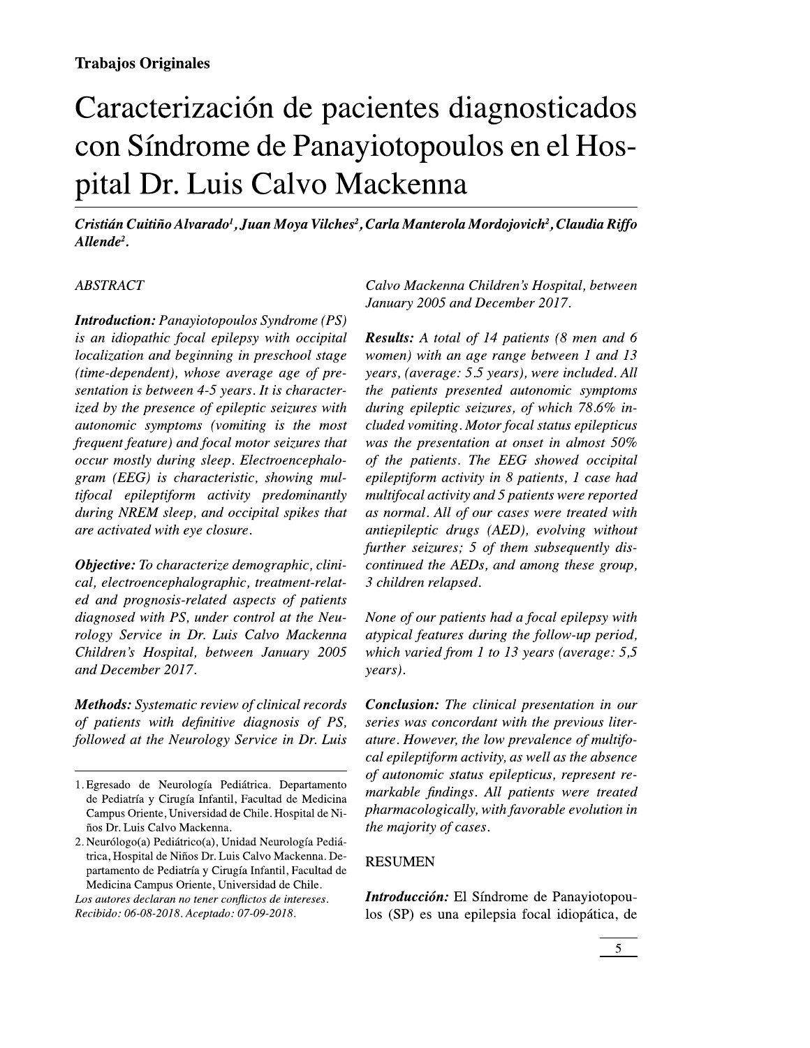**Trabajos Originales**

# Caracterización de pacientes diagnosticados con Síndrome de Panayiotopoulos en el Hospital Dr. Luis Calvo Mackenna

***Cristián Cuitiño Alvarado[1], Juan Moya Vilches[2], Carla Manterola Mordojovich[2], Claudia Riffo Allende[2].***

*ABSTRACT*

***Introduction:*** *Panayiotopoulos Syndrome (PS) is an idiopathic focal epilepsy with occipital localization and beginning in preschool stage (time-dependent), whose average age of presentation is between 4-5 years. It is characterized by the presence of epileptic seizures with autonomic symptoms (vomiting is the most frequent feature) and focal motor seizures that occur mostly during sleep. Electroencephalogram (EEG) is characteristic, showing multifocal epileptiform activity predominantly during NREM sleep, and occipital spikes that are activated with eye closure.*

***Objective:*** *To characterize demographic, clinical, electroencephalographic, treatment-related and prognosis-related aspects of patients diagnosed with PS, under control at the Neurology Service in Dr. Luis Calvo Mackenna Children's Hospital, between January 2005 and December 2017.*

***Methods:*** *Systematic review of clinical records of patients with definitive diagnosis of PS, followed at the Neurology Service in Dr. Luis Calvo Mackenna Children's Hospital, between January 2005 and December 2017.*

***Results:*** *A total of 14 patients (8 men and 6 women) with an age range between 1 and 13 years, (average: 5.5 years), were included. All the patients presented autonomic symptoms during epileptic seizures, of which 78.6% included vomiting. Motor focal status epilepticus was the presentation at onset in almost 50% of the patients. The EEG showed occipital epileptiform activity in 8 patients, 1 case had multifocal activity and 5 patients were reported as normal. All of our cases were treated with antiepileptic drugs (AED), evolving without further seizures; 5 of them subsequently discontinued the AEDs, and among these group, 3 children relapsed.*

*None of our patients had a focal epilepsy with atypical features during the follow-up period, which varied from 1 to 13 years (average: 5,5 years).*

***Conclusion:*** *The clinical presentation in our series was concordant with the previous literature. However, the low prevalence of multifocal epileptiform activity, as well as the absence of autonomic status epilepticus, represent remarkable findings. All patients were treated pharmacologically, with favorable evolution in the majority of cases.*

RESUMEN

***Introducción:*** El Síndrome de Panayiotopoulos (SP) es una epilepsia focal idiopática, de

---

1. Egresado de Neurología Pediátrica. Departamento de Pediatría y Cirugía Infantil, Facultad de Medicina Campus Oriente, Universidad de Chile. Hospital de Niños Dr. Luis Calvo Mackenna.
2. Neurólogo(a) Pediátrico(a), Unidad Neurología Pediátrica, Hospital de Niños Dr. Luis Calvo Mackenna. Departamento de Pediatría y Cirugía Infantil, Facultad de Medicina Campus Oriente, Universidad de Chile.

*Los autores declaran no tener conflictos de intereses.*
*Recibido: 06-08-2018. Aceptado: 07-09-2018.*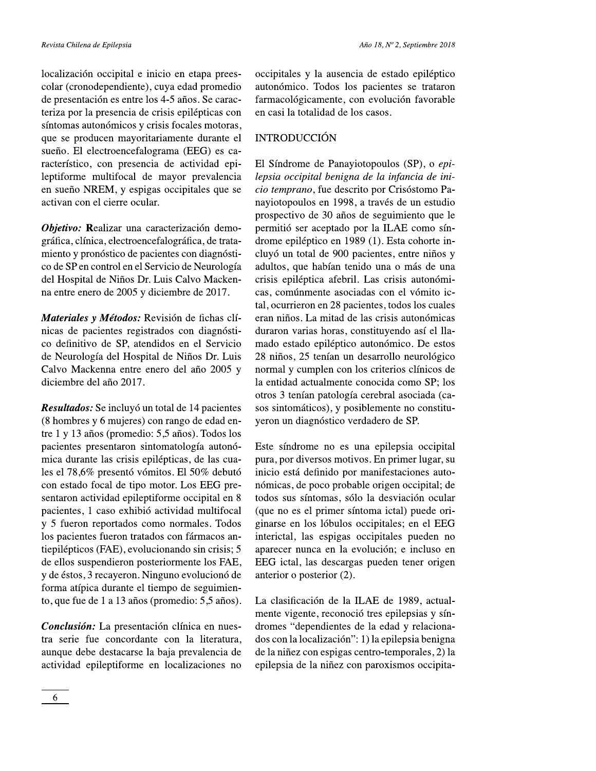localización occipital e inicio en etapa preescolar (cronodependiente), cuya edad promedio de presentación es entre los 4-5 años. Se caracteriza por la presencia de crisis epilépticas con síntomas autonómicos y crisis focales motoras, que se producen mayoritariamente durante el sueño. El electroencefalograma (EEG) es característico, con presencia de actividad epileptiforme multifocal de mayor prevalencia en sueño NREM, y espigas occipitales que se activan con el cierre ocular.

***Objetivo:*** **R**ealizar una caracterización demográfica, clínica, electroencefalográfica, de tratamiento y pronóstico de pacientes con diagnóstico de SP en control en el Servicio de Neurología del Hospital de Niños Dr. Luis Calvo Mackenna entre enero de 2005 y diciembre de 2017.

***Materiales y Métodos:*** Revisión de fichas clínicas de pacientes registrados con diagnóstico definitivo de SP, atendidos en el Servicio de Neurología del Hospital de Niños Dr. Luis Calvo Mackenna entre enero del año 2005 y diciembre del año 2017.

***Resultados:*** Se incluyó un total de 14 pacientes (8 hombres y 6 mujeres) con rango de edad entre 1 y 13 años (promedio: 5,5 años). Todos los pacientes presentaron sintomatología autonómica durante las crisis epilépticas, de las cuales el 78,6% presentó vómitos. El 50% debutó con estado focal de tipo motor. Los EEG presentaron actividad epileptiforme occipital en 8 pacientes, 1 caso exhibió actividad multifocal y 5 fueron reportados como normales. Todos los pacientes fueron tratados con fármacos antiepilépticos (FAE), evolucionando sin crisis; 5 de ellos suspendieron posteriormente los FAE, y de éstos, 3 recayeron. Ninguno evolucionó de forma atípica durante el tiempo de seguimiento, que fue de 1 a 13 años (promedio: 5,5 años).

***Conclusión:*** La presentación clínica en nuestra serie fue concordante con la literatura, aunque debe destacarse la baja prevalencia de actividad epileptiforme en localizaciones no occipitales y la ausencia de estado epiléptico autonómico. Todos los pacientes se trataron farmacológicamente, con evolución favorable en casi la totalidad de los casos.

## INTRODUCCIÓN

El Síndrome de Panayiotopoulos (SP), o *epilepsia occipital benigna de la infancia de inicio temprano*, fue descrito por Crisóstomo Panayiotopoulos en 1998, a través de un estudio prospectivo de 30 años de seguimiento que le permitió ser aceptado por la ILAE como síndrome epiléptico en 1989 (1). Esta cohorte incluyó un total de 900 pacientes, entre niños y adultos, que habían tenido una o más de una crisis epiléptica afebril. Las crisis autonómicas, comúnmente asociadas con el vómito ictal, ocurrieron en 28 pacientes, todos los cuales eran niños. La mitad de las crisis autonómicas duraron varias horas, constituyendo así el llamado estado epiléptico autonómico. De estos 28 niños, 25 tenían un desarrollo neurológico normal y cumplen con los criterios clínicos de la entidad actualmente conocida como SP; los otros 3 tenían patología cerebral asociada (casos sintomáticos), y posiblemente no constituyeron un diagnóstico verdadero de SP.

Este síndrome no es una epilepsia occipital pura, por diversos motivos. En primer lugar, su inicio está definido por manifestaciones autonómicas, de poco probable origen occipital; de todos sus síntomas, sólo la desviación ocular (que no es el primer síntoma ictal) puede originarse en los lóbulos occipitales; en el EEG interictal, las espigas occipitales pueden no aparecer nunca en la evolución; e incluso en EEG ictal, las descargas pueden tener origen anterior o posterior (2).

La clasificación de la ILAE de 1989, actualmente vigente, reconoció tres epilepsias y síndromes "dependientes de la edad y relacionados con la localización": 1) la epilepsia benigna de la niñez con espigas centro-temporales, 2) la epilepsia de la niñez con paroxismos occipita-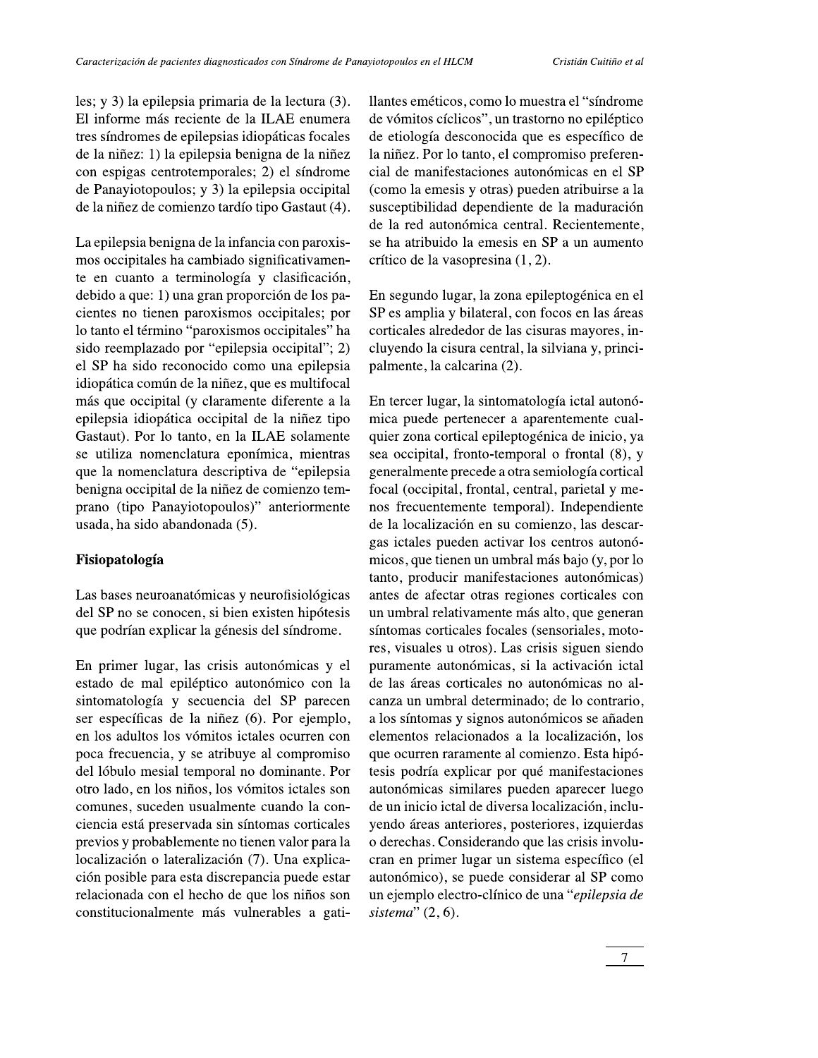les; y 3) la epilepsia primaria de la lectura (3). El informe más reciente de la ILAE enumera tres síndromes de epilepsias idiopáticas focales de la niñez: 1) la epilepsia benigna de la niñez con espigas centrotemporales; 2) el síndrome de Panayiotopoulos; y 3) la epilepsia occipital de la niñez de comienzo tardío tipo Gastaut (4).

La epilepsia benigna de la infancia con paroxismos occipitales ha cambiado significativamente en cuanto a terminología y clasificación, debido a que: 1) una gran proporción de los pacientes no tienen paroxismos occipitales; por lo tanto el término "paroxismos occipitales" ha sido reemplazado por "epilepsia occipital"; 2) el SP ha sido reconocido como una epilepsia idiopática común de la niñez, que es multifocal más que occipital (y claramente diferente a la epilepsia idiopática occipital de la niñez tipo Gastaut). Por lo tanto, en la ILAE solamente se utiliza nomenclatura eponímica, mientras que la nomenclatura descriptiva de "epilepsia benigna occipital de la niñez de comienzo temprano (tipo Panayiotopoulos)" anteriormente usada, ha sido abandonada (5).

## Fisiopatología

Las bases neuroanatómicas y neurofisiológicas del SP no se conocen, si bien existen hipótesis que podrían explicar la génesis del síndrome.

En primer lugar, las crisis autonómicas y el estado de mal epiléptico autonómico con la sintomatología y secuencia del SP parecen ser específicas de la niñez (6). Por ejemplo, en los adultos los vómitos ictales ocurren con poca frecuencia, y se atribuye al compromiso del lóbulo mesial temporal no dominante. Por otro lado, en los niños, los vómitos ictales son comunes, suceden usualmente cuando la conciencia está preservada sin síntomas corticales previos y probablemente no tienen valor para la localización o lateralización (7). Una explicación posible para esta discrepancia puede estar relacionada con el hecho de que los niños son constitucionalmente más vulnerables a gatillantes eméticos, como lo muestra el "síndrome de vómitos cíclicos", un trastorno no epiléptico de etiología desconocida que es específico de la niñez. Por lo tanto, el compromiso preferencial de manifestaciones autonómicas en el SP (como la emesis y otras) pueden atribuirse a la susceptibilidad dependiente de la maduración de la red autonómica central. Recientemente, se ha atribuido la emesis en SP a un aumento crítico de la vasopresina (1, 2).

En segundo lugar, la zona epileptogénica en el SP es amplia y bilateral, con focos en las áreas corticales alrededor de las cisuras mayores, incluyendo la cisura central, la silviana y, principalmente, la calcarina (2).

En tercer lugar, la sintomatología ictal autonómica puede pertenecer a aparentemente cualquier zona cortical epileptogénica de inicio, ya sea occipital, fronto-temporal o frontal (8), y generalmente precede a otra semiología cortical focal (occipital, frontal, central, parietal y menos frecuentemente temporal). Independiente de la localización en su comienzo, las descargas ictales pueden activar los centros autonómicos, que tienen un umbral más bajo (y, por lo tanto, producir manifestaciones autonómicas) antes de afectar otras regiones corticales con un umbral relativamente más alto, que generan síntomas corticales focales (sensoriales, motores, visuales u otros). Las crisis siguen siendo puramente autonómicas, si la activación ictal de las áreas corticales no autonómicas no alcanza un umbral determinado; de lo contrario, a los síntomas y signos autonómicos se añaden elementos relacionados a la localización, los que ocurren raramente al comienzo. Esta hipótesis podría explicar por qué manifestaciones autonómicas similares pueden aparecer luego de un inicio ictal de diversa localización, incluyendo áreas anteriores, posteriores, izquierdas o derechas. Considerando que las crisis involucran en primer lugar un sistema específico (el autonómico), se puede considerar al SP como un ejemplo electro-clínico de una "*epilepsia de sistema*" (2, 6).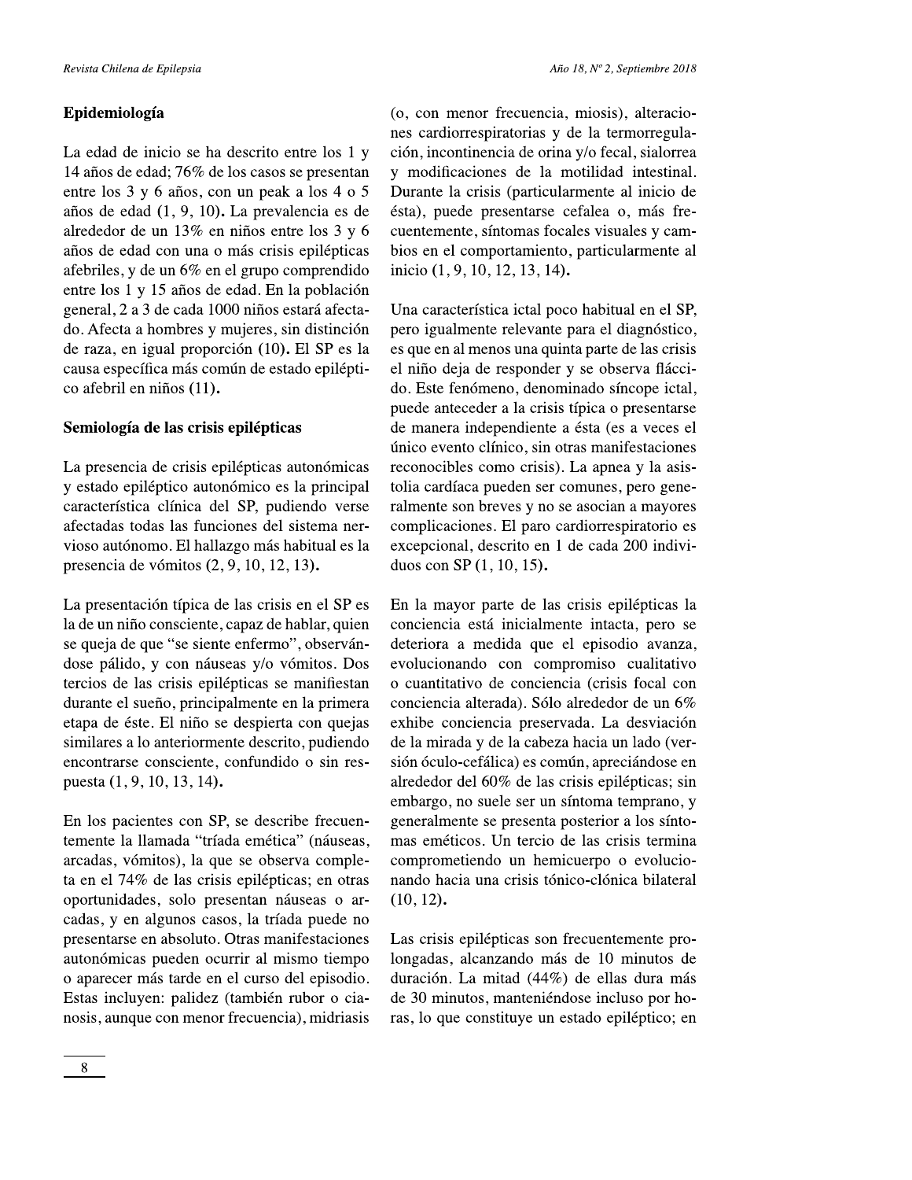## Epidemiología

La edad de inicio se ha descrito entre los 1 y 14 años de edad; 76% de los casos se presentan entre los 3 y 6 años, con un peak a los 4 o 5 años de edad **(**1, 9, 10**)**. La prevalencia es de alrededor de un 13% en niños entre los 3 y 6 años de edad con una o más crisis epilépticas afebriles, y de un 6% en el grupo comprendido entre los 1 y 15 años de edad. En la población general, 2 a 3 de cada 1000 niños estará afectado. Afecta a hombres y mujeres, sin distinción de raza, en igual proporción **(**10**)**. El SP es la causa específica más común de estado epiléptico afebril en niños **(**11**)**.

## Semiología de las crisis epilépticas

La presencia de crisis epilépticas autonómicas y estado epiléptico autonómico es la principal característica clínica del SP, pudiendo verse afectadas todas las funciones del sistema nervioso autónomo. El hallazgo más habitual es la presencia de vómitos **(**2, 9, 10, 12, 13**)**.

La presentación típica de las crisis en el SP es la de un niño consciente, capaz de hablar, quien se queja de que "se siente enfermo", observándose pálido, y con náuseas y/o vómitos. Dos tercios de las crisis epilépticas se manifiestan durante el sueño, principalmente en la primera etapa de éste. El niño se despierta con quejas similares a lo anteriormente descrito, pudiendo encontrarse consciente, confundido o sin respuesta **(**1, 9, 10, 13, 14**)**.

En los pacientes con SP, se describe frecuentemente la llamada "tríada emética" (náuseas, arcadas, vómitos), la que se observa completa en el 74% de las crisis epilépticas; en otras oportunidades, solo presentan náuseas o arcadas, y en algunos casos, la tríada puede no presentarse en absoluto. Otras manifestaciones autonómicas pueden ocurrir al mismo tiempo o aparecer más tarde en el curso del episodio. Estas incluyen: palidez (también rubor o cianosis, aunque con menor frecuencia), midriasis (o, con menor frecuencia, miosis), alteraciones cardiorrespiratorias y de la termorregulación, incontinencia de orina y/o fecal, sialorrea y modificaciones de la motilidad intestinal. Durante la crisis (particularmente al inicio de ésta), puede presentarse cefalea o, más frecuentemente, síntomas focales visuales y cambios en el comportamiento, particularmente al inicio **(**1, 9, 10, 12, 13, 14**)**.

Una característica ictal poco habitual en el SP, pero igualmente relevante para el diagnóstico, es que en al menos una quinta parte de las crisis el niño deja de responder y se observa fláccido. Este fenómeno, denominado síncope ictal, puede anteceder a la crisis típica o presentarse de manera independiente a ésta (es a veces el único evento clínico, sin otras manifestaciones reconocibles como crisis). La apnea y la asistolia cardíaca pueden ser comunes, pero generalmente son breves y no se asocian a mayores complicaciones. El paro cardiorrespiratorio es excepcional, descrito en 1 de cada 200 individuos con SP **(**1, 10, 15**)**.

En la mayor parte de las crisis epilépticas la conciencia está inicialmente intacta, pero se deteriora a medida que el episodio avanza, evolucionando con compromiso cualitativo o cuantitativo de conciencia (crisis focal con conciencia alterada). Sólo alrededor de un 6% exhibe conciencia preservada. La desviación de la mirada y de la cabeza hacia un lado (versión óculo-cefálica) es común, apreciándose en alrededor del 60% de las crisis epilépticas; sin embargo, no suele ser un síntoma temprano, y generalmente se presenta posterior a los síntomas eméticos. Un tercio de las crisis termina comprometiendo un hemicuerpo o evolucionando hacia una crisis tónico-clónica bilateral **(**10, 12**)**.

Las crisis epilépticas son frecuentemente prolongadas, alcanzando más de 10 minutos de duración. La mitad (44%) de ellas dura más de 30 minutos, manteniéndose incluso por horas, lo que constituye un estado epiléptico; en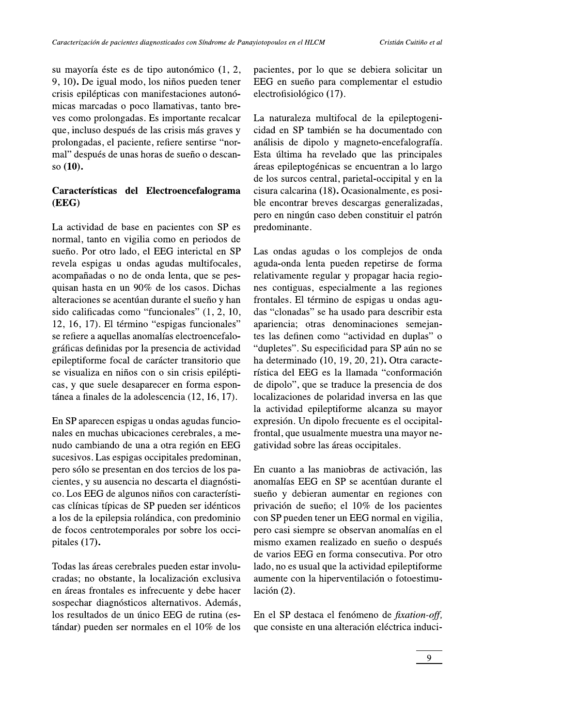su mayoría éste es de tipo autonómico (1, 2, 9, 10)**.** De igual modo, los niños pueden tener crisis epilépticas con manifestaciones autonómicas marcadas o poco llamativas, tanto breves como prolongadas. Es importante recalcar que, incluso después de las crisis más graves y prolongadas, el paciente, refiere sentirse "normal" después de unas horas de sueño o descanso **(10).**

## Características del Electroencefalograma (EEG)

La actividad de base en pacientes con SP es normal, tanto en vigilia como en periodos de sueño. Por otro lado, el EEG interictal en SP revela espigas u ondas agudas multifocales, acompañadas o no de onda lenta, que se pesquisan hasta en un 90% de los casos. Dichas alteraciones se acentúan durante el sueño y han sido calificadas como "funcionales" (1, 2, 10, 12, 16, 17). El término "espigas funcionales" se refiere a aquellas anomalías electroencefalográficas definidas por la presencia de actividad epileptiforme focal de carácter transitorio que se visualiza en niños con o sin crisis epilépticas, y que suele desaparecer en forma espontánea a finales de la adolescencia (12, 16, 17).

En SP aparecen espigas u ondas agudas funcionales en muchas ubicaciones cerebrales, a menudo cambiando de una a otra región en EEG sucesivos. Las espigas occipitales predominan, pero sólo se presentan en dos tercios de los pacientes, y su ausencia no descarta el diagnóstico. Los EEG de algunos niños con características clínicas típicas de SP pueden ser idénticos a los de la epilepsia rolándica, con predominio de focos centrotemporales por sobre los occipitales (17)**.**

Todas las áreas cerebrales pueden estar involucradas; no obstante, la localización exclusiva en áreas frontales es infrecuente y debe hacer sospechar diagnósticos alternativos. Además, los resultados de un único EEG de rutina (estándar) pueden ser normales en el 10% de los pacientes, por lo que se debiera solicitar un EEG en sueño para complementar el estudio electrofisiológico (17).

La naturaleza multifocal de la epileptogenicidad en SP también se ha documentado con análisis de dipolo y magneto-encefalografía. Esta última ha revelado que las principales áreas epileptogénicas se encuentran a lo largo de los surcos central, parietal-occipital y en la cisura calcarina (18)**.** Ocasionalmente, es posible encontrar breves descargas generalizadas, pero en ningún caso deben constituir el patrón predominante.

Las ondas agudas o los complejos de onda aguda-onda lenta pueden repetirse de forma relativamente regular y propagar hacia regiones contiguas, especialmente a las regiones frontales. El término de espigas u ondas agudas "clonadas" se ha usado para describir esta apariencia; otras denominaciones semejantes las definen como "actividad en duplas" o "dupletes". Su especificidad para SP aún no se ha determinado (10, 19, 20, 21)**.** Otra característica del EEG es la llamada "conformación de dipolo", que se traduce la presencia de dos localizaciones de polaridad inversa en las que la actividad epileptiforme alcanza su mayor expresión. Un dipolo frecuente es el occipital-frontal, que usualmente muestra una mayor negatividad sobre las áreas occipitales.

En cuanto a las maniobras de activación, las anomalías EEG en SP se acentúan durante el sueño y debieran aumentar en regiones con privación de sueño; el 10% de los pacientes con SP pueden tener un EEG normal en vigilia, pero casi siempre se observan anomalías en el mismo examen realizado en sueño o después de varios EEG en forma consecutiva. Por otro lado, no es usual que la actividad epileptiforme aumente con la hiperventilación o fotoestimulación (2).

En el SP destaca el fenómeno de *fixation-off,* que consiste en una alteración eléctrica induci-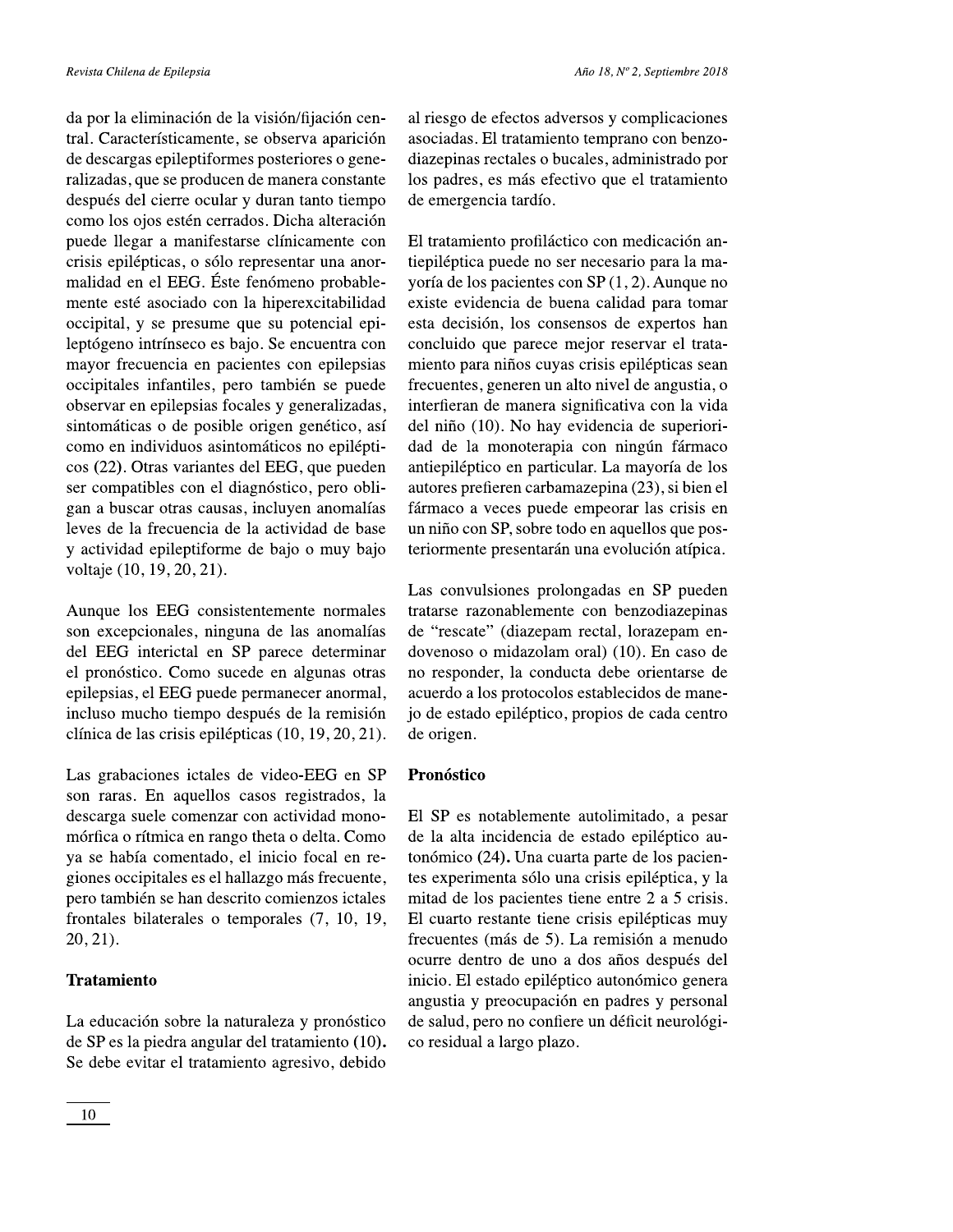da por la eliminación de la visión/fijación central. Característicamente, se observa aparición de descargas epileptiformes posteriores o generalizadas, que se producen de manera constante después del cierre ocular y duran tanto tiempo como los ojos estén cerrados. Dicha alteración puede llegar a manifestarse clínicamente con crisis epilépticas, o sólo representar una anormalidad en el EEG. Éste fenómeno probablemente esté asociado con la hiperexcitabilidad occipital, y se presume que su potencial epileptógeno intrínseco es bajo. Se encuentra con mayor frecuencia en pacientes con epilepsias occipitales infantiles, pero también se puede observar en epilepsias focales y generalizadas, sintomáticas o de posible origen genético, así como en individuos asintomáticos no epilépticos (22). Otras variantes del EEG, que pueden ser compatibles con el diagnóstico, pero obligan a buscar otras causas, incluyen anomalías leves de la frecuencia de la actividad de base y actividad epileptiforme de bajo o muy bajo voltaje (10, 19, 20, 21).

Aunque los EEG consistentemente normales son excepcionales, ninguna de las anomalías del EEG interictal en SP parece determinar el pronóstico. Como sucede en algunas otras epilepsias, el EEG puede permanecer anormal, incluso mucho tiempo después de la remisión clínica de las crisis epilépticas (10, 19, 20, 21).

Las grabaciones ictales de video-EEG en SP son raras. En aquellos casos registrados, la descarga suele comenzar con actividad monomórfica o rítmica en rango theta o delta. Como ya se había comentado, el inicio focal en regiones occipitales es el hallazgo más frecuente, pero también se han descrito comienzos ictales frontales bilaterales o temporales (7, 10, 19, 20, 21).

## Tratamiento

La educación sobre la naturaleza y pronóstico de SP es la piedra angular del tratamiento (10). Se debe evitar el tratamiento agresivo, debido al riesgo de efectos adversos y complicaciones asociadas. El tratamiento temprano con benzodiazepinas rectales o bucales, administrado por los padres, es más efectivo que el tratamiento de emergencia tardío.

El tratamiento profiláctico con medicación antiepiléptica puede no ser necesario para la mayoría de los pacientes con SP (1, 2). Aunque no existe evidencia de buena calidad para tomar esta decisión, los consensos de expertos han concluido que parece mejor reservar el tratamiento para niños cuyas crisis epilépticas sean frecuentes, generen un alto nivel de angustia, o interfieran de manera significativa con la vida del niño (10). No hay evidencia de superioridad de la monoterapia con ningún fármaco antiepiléptico en particular. La mayoría de los autores prefieren carbamazepina (23), si bien el fármaco a veces puede empeorar las crisis en un niño con SP, sobre todo en aquellos que posteriormente presentarán una evolución atípica.

Las convulsiones prolongadas en SP pueden tratarse razonablemente con benzodiazepinas de "rescate" (diazepam rectal, lorazepam endovenoso o midazolam oral) (10). En caso de no responder, la conducta debe orientarse de acuerdo a los protocolos establecidos de manejo de estado epiléptico, propios de cada centro de origen.

## Pronóstico

El SP es notablemente autolimitado, a pesar de la alta incidencia de estado epiléptico autonómico (24). Una cuarta parte de los pacientes experimenta sólo una crisis epiléptica, y la mitad de los pacientes tiene entre 2 a 5 crisis. El cuarto restante tiene crisis epilépticas muy frecuentes (más de 5). La remisión a menudo ocurre dentro de uno a dos años después del inicio. El estado epiléptico autonómico genera angustia y preocupación en padres y personal de salud, pero no confiere un déficit neurológico residual a largo plazo.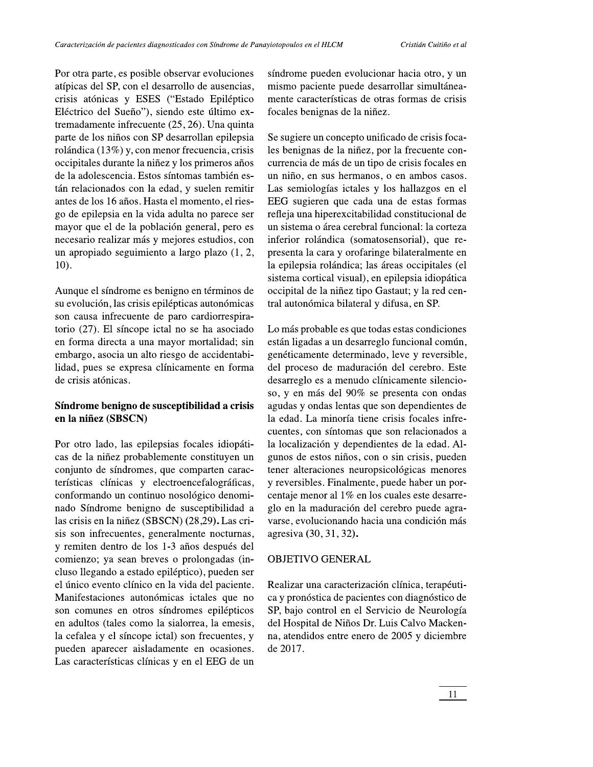Por otra parte, es posible observar evoluciones atípicas del SP, con el desarrollo de ausencias, crisis atónicas y ESES ("Estado Epiléptico Eléctrico del Sueño"), siendo este último extremadamente infrecuente (25, 26). Una quinta parte de los niños con SP desarrollan epilepsia rolándica (13%) y, con menor frecuencia, crisis occipitales durante la niñez y los primeros años de la adolescencia. Estos síntomas también están relacionados con la edad, y suelen remitir antes de los 16 años. Hasta el momento, el riesgo de epilepsia en la vida adulta no parece ser mayor que el de la población general, pero es necesario realizar más y mejores estudios, con un apropiado seguimiento a largo plazo (1, 2, 10).

Aunque el síndrome es benigno en términos de su evolución, las crisis epilépticas autonómicas son causa infrecuente de paro cardiorrespiratorio (27). El síncope ictal no se ha asociado en forma directa a una mayor mortalidad; sin embargo, asocia un alto riesgo de accidentabilidad, pues se expresa clínicamente en forma de crisis atónicas.

## Síndrome benigno de susceptibilidad a crisis en la niñez (SBSCN)

Por otro lado, las epilepsias focales idiopáticas de la niñez probablemente constituyen un conjunto de síndromes, que comparten características clínicas y electroencefalográficas, conformando un continuo nosológico denominado Síndrome benigno de susceptibilidad a las crisis en la niñez (SBSCN) (28,29**)**. Las crisis son infrecuentes, generalmente nocturnas, y remiten dentro de los 1-3 años después del comienzo; ya sean breves o prolongadas (incluso llegando a estado epiléptico), pueden ser el único evento clínico en la vida del paciente. Manifestaciones autonómicas ictales que no son comunes en otros síndromes epilépticos en adultos (tales como la sialorrea, la emesis, la cefalea y el síncope ictal) son frecuentes, y pueden aparecer aisladamente en ocasiones. Las características clínicas y en el EEG de un síndrome pueden evolucionar hacia otro, y un mismo paciente puede desarrollar simultáneamente características de otras formas de crisis focales benignas de la niñez.

Se sugiere un concepto unificado de crisis focales benignas de la niñez, por la frecuente concurrencia de más de un tipo de crisis focales en un niño, en sus hermanos, o en ambos casos. Las semiologías ictales y los hallazgos en el EEG sugieren que cada una de estas formas refleja una hiperexcitabilidad constitucional de un sistema o área cerebral funcional: la corteza inferior rolándica (somatosensorial), que representa la cara y orofaringe bilateralmente en la epilepsia rolándica; las áreas occipitales (el sistema cortical visual), en epilepsia idiopática occipital de la niñez tipo Gastaut; y la red central autonómica bilateral y difusa, en SP.

Lo más probable es que todas estas condiciones están ligadas a un desarreglo funcional común, genéticamente determinado, leve y reversible, del proceso de maduración del cerebro. Este desarreglo es a menudo clínicamente silencioso, y en más del 90% se presenta con ondas agudas y ondas lentas que son dependientes de la edad. La minoría tiene crisis focales infrecuentes, con síntomas que son relacionados a la localización y dependientes de la edad. Algunos de estos niños, con o sin crisis, pueden tener alteraciones neuropsicológicas menores y reversibles. Finalmente, puede haber un porcentaje menor al 1% en los cuales este desarreglo en la maduración del cerebro puede agravarse, evolucionando hacia una condición más agresiva (30, 31, 32**)**.

## OBJETIVO GENERAL

Realizar una caracterización clínica, terapéutica y pronóstica de pacientes con diagnóstico de SP, bajo control en el Servicio de Neurología del Hospital de Niños Dr. Luis Calvo Mackenna, atendidos entre enero de 2005 y diciembre de 2017.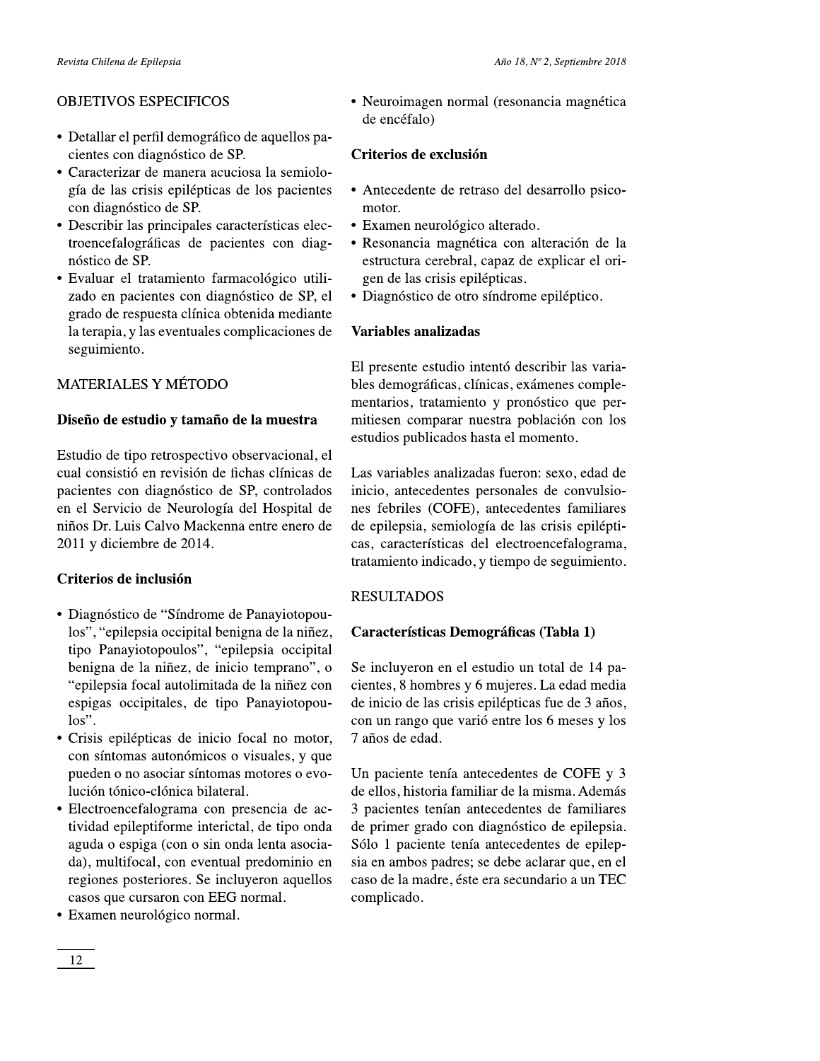## OBJETIVOS ESPECIFICOS

- Detallar el perfil demográfico de aquellos pacientes con diagnóstico de SP.
- Caracterizar de manera acuciosa la semiología de las crisis epilépticas de los pacientes con diagnóstico de SP.
- Describir las principales características electroencefalográficas de pacientes con diagnóstico de SP.
- Evaluar el tratamiento farmacológico utilizado en pacientes con diagnóstico de SP, el grado de respuesta clínica obtenida mediante la terapia, y las eventuales complicaciones de seguimiento.

## MATERIALES Y MÉTODO

### Diseño de estudio y tamaño de la muestra

Estudio de tipo retrospectivo observacional, el cual consistió en revisión de fichas clínicas de pacientes con diagnóstico de SP, controlados en el Servicio de Neurología del Hospital de niños Dr. Luis Calvo Mackenna entre enero de 2011 y diciembre de 2014.

### Criterios de inclusión

- Diagnóstico de "Síndrome de Panayiotopoulos", "epilepsia occipital benigna de la niñez, tipo Panayiotopoulos", "epilepsia occipital benigna de la niñez, de inicio temprano", o "epilepsia focal autolimitada de la niñez con espigas occipitales, de tipo Panayiotopoulos".
- Crisis epilépticas de inicio focal no motor, con síntomas autonómicos o visuales, y que pueden o no asociar síntomas motores o evolución tónico-clónica bilateral.
- Electroencefalograma con presencia de actividad epileptiforme interictal, de tipo onda aguda o espiga (con o sin onda lenta asociada), multifocal, con eventual predominio en regiones posteriores. Se incluyeron aquellos casos que cursaron con EEG normal.
- Examen neurológico normal.
- Neuroimagen normal (resonancia magnética de encéfalo)

### Criterios de exclusión

- Antecedente de retraso del desarrollo psicomotor.
- Examen neurológico alterado.
- Resonancia magnética con alteración de la estructura cerebral, capaz de explicar el origen de las crisis epilépticas.
- Diagnóstico de otro síndrome epiléptico.

### Variables analizadas

El presente estudio intentó describir las variables demográficas, clínicas, exámenes complementarios, tratamiento y pronóstico que permitiesen comparar nuestra población con los estudios publicados hasta el momento.

Las variables analizadas fueron: sexo, edad de inicio, antecedentes personales de convulsiones febriles (COFE), antecedentes familiares de epilepsia, semiología de las crisis epilépticas, características del electroencefalograma, tratamiento indicado, y tiempo de seguimiento.

## RESULTADOS

### Características Demográficas (Tabla 1)

Se incluyeron en el estudio un total de 14 pacientes, 8 hombres y 6 mujeres. La edad media de inicio de las crisis epilépticas fue de 3 años, con un rango que varió entre los 6 meses y los 7 años de edad.

Un paciente tenía antecedentes de COFE y 3 de ellos, historia familiar de la misma. Además 3 pacientes tenían antecedentes de familiares de primer grado con diagnóstico de epilepsia. Sólo 1 paciente tenía antecedentes de epilepsia en ambos padres; se debe aclarar que, en el caso de la madre, éste era secundario a un TEC complicado.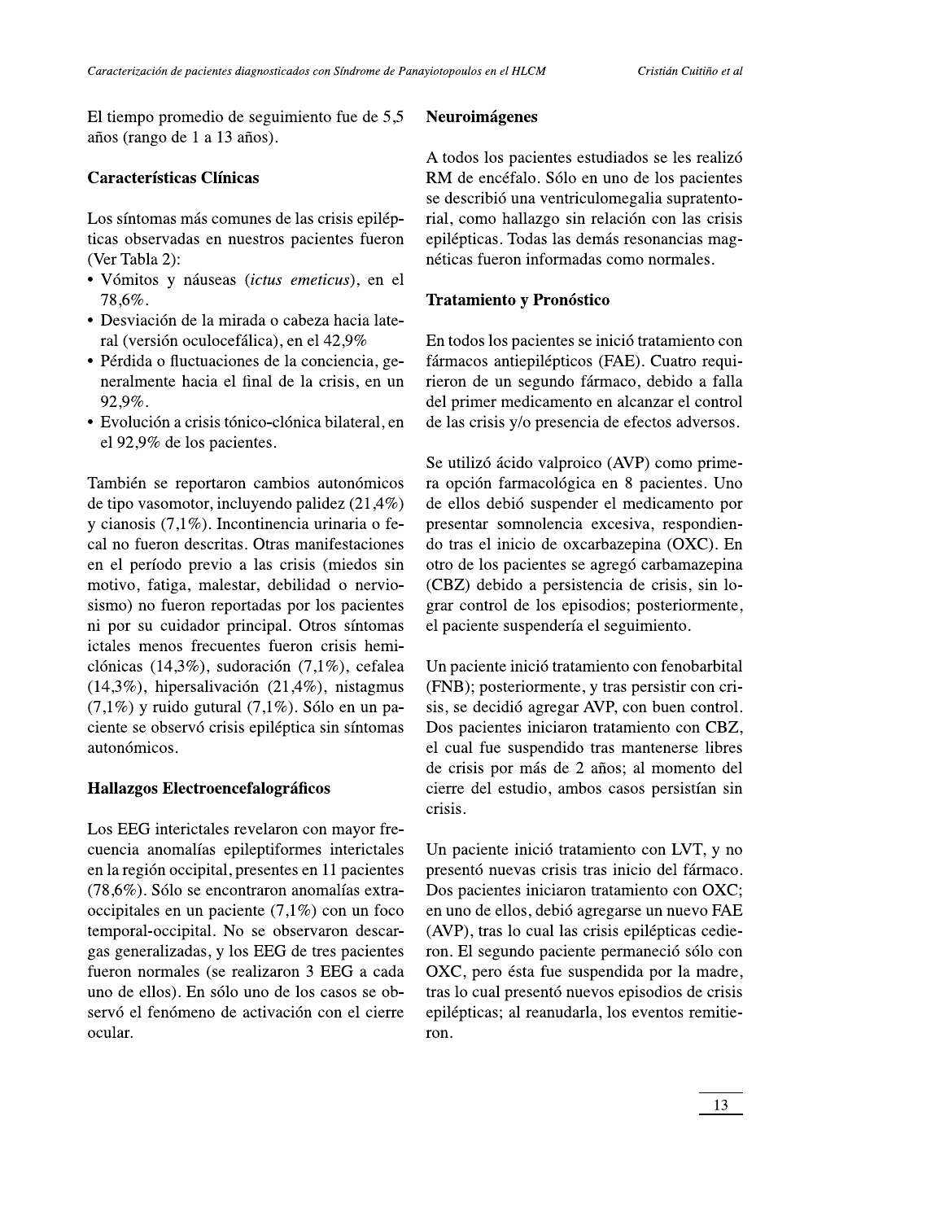El tiempo promedio de seguimiento fue de 5,5 años (rango de 1 a 13 años).

### Características Clínicas

Los síntomas más comunes de las crisis epilépticas observadas en nuestros pacientes fueron (Ver Tabla 2):

- Vómitos y náuseas (*ictus emeticus*), en el 78,6%.
- Desviación de la mirada o cabeza hacia lateral (versión oculocefálica), en el 42,9%
- Pérdida o fluctuaciones de la conciencia, generalmente hacia el final de la crisis, en un 92,9%.
- Evolución a crisis tónico-clónica bilateral, en el 92,9% de los pacientes.

También se reportaron cambios autonómicos de tipo vasomotor, incluyendo palidez (21,4%) y cianosis (7,1%). Incontinencia urinaria o fecal no fueron descritas. Otras manifestaciones en el período previo a las crisis (miedos sin motivo, fatiga, malestar, debilidad o nerviosismo) no fueron reportadas por los pacientes ni por su cuidador principal. Otros síntomas ictales menos frecuentes fueron crisis hemiclónicas (14,3%), sudoración (7,1%), cefalea (14,3%), hipersalivación (21,4%), nistagmus (7,1%) y ruido gutural (7,1%). Sólo en un paciente se observó crisis epiléptica sin síntomas autonómicos.

### Hallazgos Electroencefalográficos

Los EEG interictales revelaron con mayor frecuencia anomalías epileptiformes interictales en la región occipital, presentes en 11 pacientes (78,6%). Sólo se encontraron anomalías extraoccipitales en un paciente (7,1%) con un foco temporal-occipital. No se observaron descargas generalizadas, y los EEG de tres pacientes fueron normales (se realizaron 3 EEG a cada uno de ellos). En sólo uno de los casos se observó el fenómeno de activación con el cierre ocular.

### Neuroimágenes

A todos los pacientes estudiados se les realizó RM de encéfalo. Sólo en uno de los pacientes se describió una ventriculomegalia supratentorial, como hallazgo sin relación con las crisis epilépticas. Todas las demás resonancias magnéticas fueron informadas como normales.

### Tratamiento y Pronóstico

En todos los pacientes se inició tratamiento con fármacos antiepilépticos (FAE). Cuatro requirieron de un segundo fármaco, debido a falla del primer medicamento en alcanzar el control de las crisis y/o presencia de efectos adversos.

Se utilizó ácido valproico (AVP) como primera opción farmacológica en 8 pacientes. Uno de ellos debió suspender el medicamento por presentar somnolencia excesiva, respondiendo tras el inicio de oxcarbazepina (OXC). En otro de los pacientes se agregó carbamazepina (CBZ) debido a persistencia de crisis, sin lograr control de los episodios; posteriormente, el paciente suspendería el seguimiento.

Un paciente inició tratamiento con fenobarbital (FNB); posteriormente, y tras persistir con crisis, se decidió agregar AVP, con buen control. Dos pacientes iniciaron tratamiento con CBZ, el cual fue suspendido tras mantenerse libres de crisis por más de 2 años; al momento del cierre del estudio, ambos casos persistían sin crisis.

Un paciente inició tratamiento con LVT, y no presentó nuevas crisis tras inicio del fármaco. Dos pacientes iniciaron tratamiento con OXC; en uno de ellos, debió agregarse un nuevo FAE (AVP), tras lo cual las crisis epilépticas cedieron. El segundo paciente permaneció sólo con OXC, pero ésta fue suspendida por la madre, tras lo cual presentó nuevos episodios de crisis epilépticas; al reanudarla, los eventos remitieron.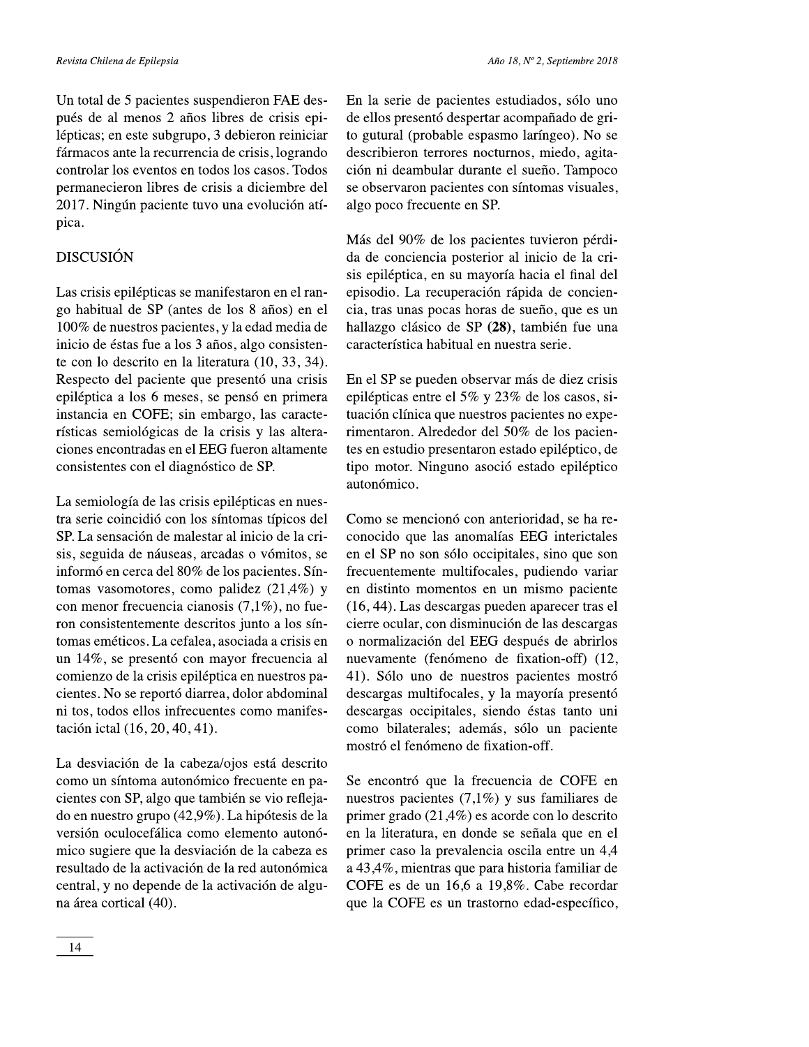Un total de 5 pacientes suspendieron FAE después de al menos 2 años libres de crisis epilépticas; en este subgrupo, 3 debieron reiniciar fármacos ante la recurrencia de crisis, logrando controlar los eventos en todos los casos. Todos permanecieron libres de crisis a diciembre del 2017. Ningún paciente tuvo una evolución atípica.

## DISCUSIÓN

Las crisis epilépticas se manifestaron en el rango habitual de SP (antes de los 8 años) en el 100% de nuestros pacientes, y la edad media de inicio de éstas fue a los 3 años, algo consistente con lo descrito en la literatura (10, 33, 34). Respecto del paciente que presentó una crisis epiléptica a los 6 meses, se pensó en primera instancia en COFE; sin embargo, las características semiológicas de la crisis y las alteraciones encontradas en el EEG fueron altamente consistentes con el diagnóstico de SP.

La semiología de las crisis epilépticas en nuestra serie coincidió con los síntomas típicos del SP. La sensación de malestar al inicio de la crisis, seguida de náuseas, arcadas o vómitos, se informó en cerca del 80% de los pacientes. Síntomas vasomotores, como palidez (21,4%) y con menor frecuencia cianosis (7,1%), no fueron consistentemente descritos junto a los síntomas eméticos. La cefalea, asociada a crisis en un 14%, se presentó con mayor frecuencia al comienzo de la crisis epiléptica en nuestros pacientes. No se reportó diarrea, dolor abdominal ni tos, todos ellos infrecuentes como manifestación ictal (16, 20, 40, 41).

La desviación de la cabeza/ojos está descrito como un síntoma autonómico frecuente en pacientes con SP, algo que también se vio reflejado en nuestro grupo (42,9%). La hipótesis de la versión oculocefálica como elemento autonómico sugiere que la desviación de la cabeza es resultado de la activación de la red autonómica central, y no depende de la activación de alguna área cortical (40).

En la serie de pacientes estudiados, sólo uno de ellos presentó despertar acompañado de grito gutural (probable espasmo laríngeo). No se describieron terrores nocturnos, miedo, agitación ni deambular durante el sueño. Tampoco se observaron pacientes con síntomas visuales, algo poco frecuente en SP.

Más del 90% de los pacientes tuvieron pérdida de conciencia posterior al inicio de la crisis epiléptica, en su mayoría hacia el final del episodio. La recuperación rápida de conciencia, tras unas pocas horas de sueño, que es un hallazgo clásico de SP **(28)**, también fue una característica habitual en nuestra serie.

En el SP se pueden observar más de diez crisis epilépticas entre el 5% y 23% de los casos, situación clínica que nuestros pacientes no experimentaron. Alrededor del 50% de los pacientes en estudio presentaron estado epiléptico, de tipo motor. Ninguno asoció estado epiléptico autonómico.

Como se mencionó con anterioridad, se ha reconocido que las anomalías EEG interictales en el SP no son sólo occipitales, sino que son frecuentemente multifocales, pudiendo variar en distinto momentos en un mismo paciente (16, 44). Las descargas pueden aparecer tras el cierre ocular, con disminución de las descargas o normalización del EEG después de abrirlos nuevamente (fenómeno de fixation-off) (12, 41). Sólo uno de nuestros pacientes mostró descargas multifocales, y la mayoría presentó descargas occipitales, siendo éstas tanto uni como bilaterales; además, sólo un paciente mostró el fenómeno de fixation-off.

Se encontró que la frecuencia de COFE en nuestros pacientes (7,1%) y sus familiares de primer grado (21,4%) es acorde con lo descrito en la literatura, en donde se señala que en el primer caso la prevalencia oscila entre un 4,4 a 43,4%, mientras que para historia familiar de COFE es de un 16,6 a 19,8%. Cabe recordar que la COFE es un trastorno edad-específico,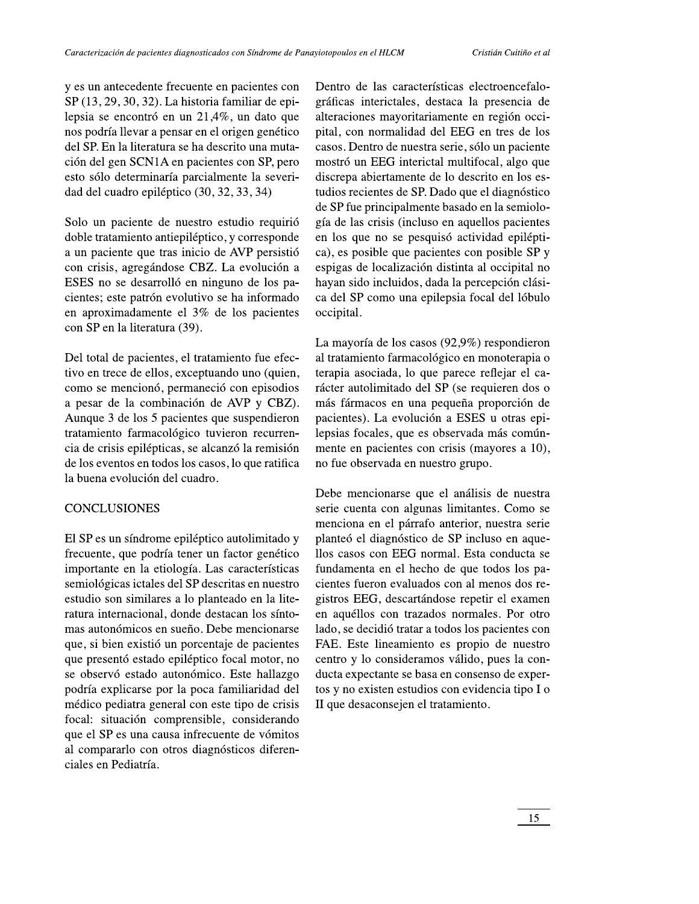y es un antecedente frecuente en pacientes con SP (13, 29, 30, 32). La historia familiar de epilepsia se encontró en un 21,4%, un dato que nos podría llevar a pensar en el origen genético del SP. En la literatura se ha descrito una mutación del gen SCN1A en pacientes con SP, pero esto sólo determinaría parcialmente la severidad del cuadro epiléptico (30, 32, 33, 34)

Solo un paciente de nuestro estudio requirió doble tratamiento antiepiléptico, y corresponde a un paciente que tras inicio de AVP persistió con crisis, agregándose CBZ. La evolución a ESES no se desarrolló en ninguno de los pacientes; este patrón evolutivo se ha informado en aproximadamente el 3% de los pacientes con SP en la literatura (39).

Del total de pacientes, el tratamiento fue efectivo en trece de ellos, exceptuando uno (quien, como se mencionó, permaneció con episodios a pesar de la combinación de AVP y CBZ). Aunque 3 de los 5 pacientes que suspendieron tratamiento farmacológico tuvieron recurrencia de crisis epilépticas, se alcanzó la remisión de los eventos en todos los casos, lo que ratifica la buena evolución del cuadro.

## CONCLUSIONES

El SP es un síndrome epiléptico autolimitado y frecuente, que podría tener un factor genético importante en la etiología. Las características semiológicas ictales del SP descritas en nuestro estudio son similares a lo planteado en la literatura internacional, donde destacan los síntomas autonómicos en sueño. Debe mencionarse que, si bien existió un porcentaje de pacientes que presentó estado epiléptico focal motor, no se observó estado autonómico. Este hallazgo podría explicarse por la poca familiaridad del médico pediatra general con este tipo de crisis focal: situación comprensible, considerando que el SP es una causa infrecuente de vómitos al compararlo con otros diagnósticos diferenciales en Pediatría.

Dentro de las características electroencefalográficas interictales, destaca la presencia de alteraciones mayoritariamente en región occipital, con normalidad del EEG en tres de los casos. Dentro de nuestra serie, sólo un paciente mostró un EEG interictal multifocal, algo que discrepa abiertamente de lo descrito en los estudios recientes de SP. Dado que el diagnóstico de SP fue principalmente basado en la semiología de las crisis (incluso en aquellos pacientes en los que no se pesquisó actividad epiléptica), es posible que pacientes con posible SP y espigas de localización distinta al occipital no hayan sido incluidos, dada la percepción clásica del SP como una epilepsia focal del lóbulo occipital.

La mayoría de los casos (92,9%) respondieron al tratamiento farmacológico en monoterapia o terapia asociada, lo que parece reflejar el carácter autolimitado del SP (se requieren dos o más fármacos en una pequeña proporción de pacientes). La evolución a ESES u otras epilepsias focales, que es observada más comúnmente en pacientes con crisis (mayores a 10), no fue observada en nuestro grupo.

Debe mencionarse que el análisis de nuestra serie cuenta con algunas limitantes. Como se menciona en el párrafo anterior, nuestra serie planteó el diagnóstico de SP incluso en aquellos casos con EEG normal. Esta conducta se fundamenta en el hecho de que todos los pacientes fueron evaluados con al menos dos registros EEG, descartándose repetir el examen en aquéllos con trazados normales. Por otro lado, se decidió tratar a todos los pacientes con FAE. Este lineamiento es propio de nuestro centro y lo consideramos válido, pues la conducta expectante se basa en consenso de expertos y no existen estudios con evidencia tipo I o II que desaconsejen el tratamiento.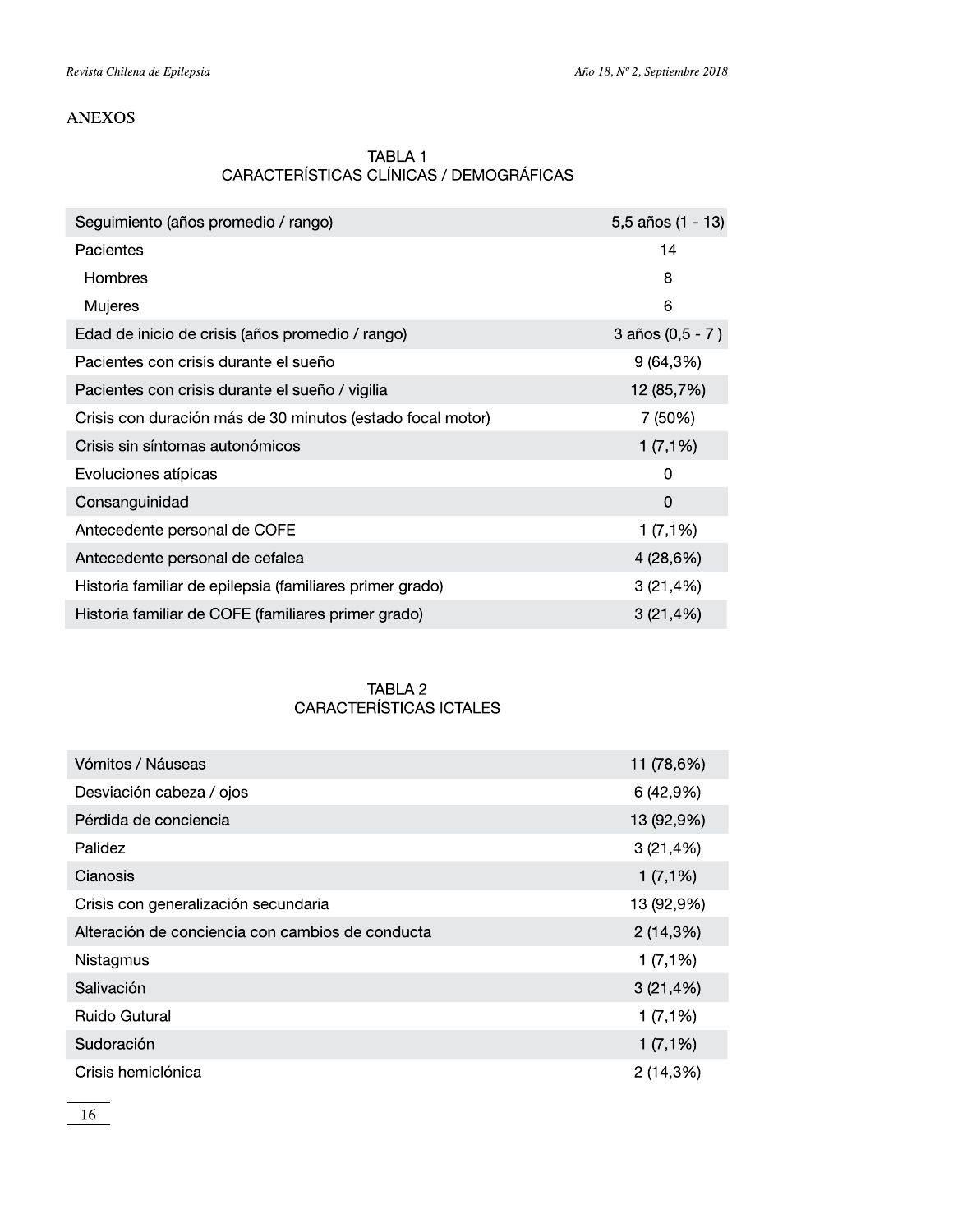## ANEXOS

### TABLA 1
### CARACTERÍSTICAS CLÍNICAS / DEMOGRÁFICAS

| | |
|---|---|
| Seguimiento (años promedio / rango) | 5,5 años (1 - 13) |
| Pacientes | 14 |
| Hombres | 8 |
| Mujeres | 6 |
| Edad de inicio de crisis (años promedio / rango) | 3 años (0,5 - 7 ) |
| Pacientes con crisis durante el sueño | 9 (64,3%) |
| Pacientes con crisis durante el sueño / vigilia | 12 (85,7%) |
| Crisis con duración más de 30 minutos (estado focal motor) | 7 (50%) |
| Crisis sin síntomas autonómicos | 1 (7,1%) |
| Evoluciones atípicas | 0 |
| Consanguinidad | 0 |
| Antecedente personal de COFE | 1 (7,1%) |
| Antecedente personal de cefalea | 4 (28,6%) |
| Historia familiar de epilepsia (familiares primer grado) | 3 (21,4%) |
| Historia familiar de COFE (familiares primer grado) | 3 (21,4%) |

### TABLA 2
### CARACTERÍSTICAS ICTALES

| | |
|---|---|
| Vómitos / Náuseas | 11 (78,6%) |
| Desviación cabeza / ojos | 6 (42,9%) |
| Pérdida de conciencia | 13 (92,9%) |
| Palidez | 3 (21,4%) |
| Cianosis | 1 (7,1%) |
| Crisis con generalización secundaria | 13 (92,9%) |
| Alteración de conciencia con cambios de conducta | 2 (14,3%) |
| Nistagmus | 1 (7,1%) |
| Salivación | 3 (21,4%) |
| Ruido Gutural | 1 (7,1%) |
| Sudoración | 1 (7,1%) |
| Crisis hemiclónica | 2 (14,3%) |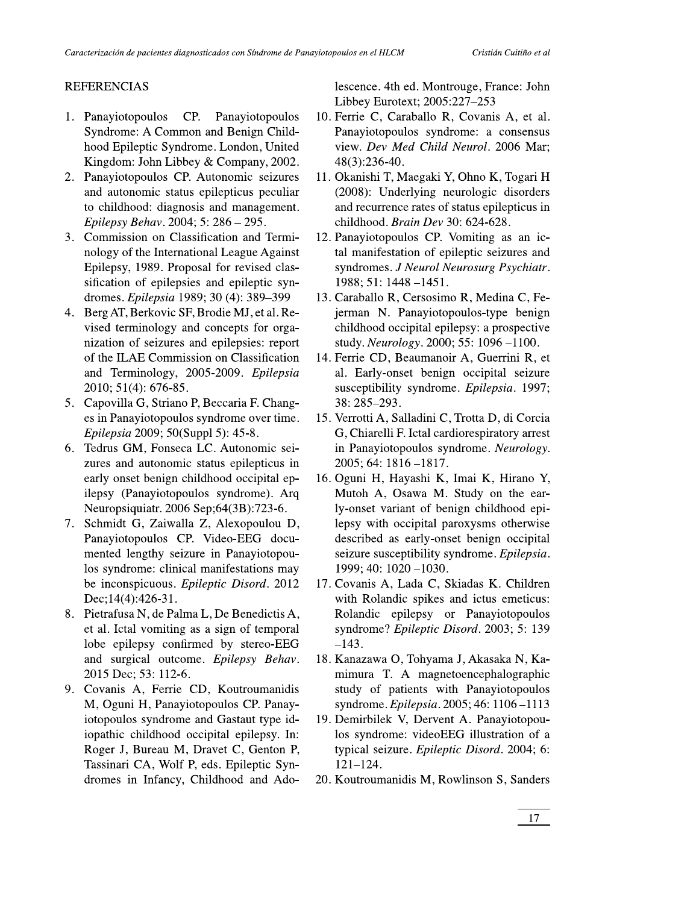## REFERENCIAS

1. Panayiotopoulos CP. Panayiotopoulos Syndrome: A Common and Benign Childhood Epileptic Syndrome. London, United Kingdom: John Libbey & Company, 2002.
2. Panayiotopoulos CP. Autonomic seizures and autonomic status epilepticus peculiar to childhood: diagnosis and management. *Epilepsy Behav*. 2004; 5: 286 – 295.
3. Commission on Classification and Terminology of the International League Against Epilepsy, 1989. Proposal for revised classification of epilepsies and epileptic syndromes. *Epilepsia* 1989; 30 (4): 389–399
4. Berg AT, Berkovic SF, Brodie MJ, et al. Revised terminology and concepts for organization of seizures and epilepsies: report of the ILAE Commission on Classification and Terminology, 2005-2009. *Epilepsia* 2010; 51(4): 676-85.
5. Capovilla G, Striano P, Beccaria F. Changes in Panayiotopoulos syndrome over time. *Epilepsia* 2009; 50(Suppl 5): 45-8.
6. Tedrus GM, Fonseca LC. Autonomic seizures and autonomic status epilepticus in early onset benign childhood occipital epilepsy (Panayiotopoulos syndrome). Arq Neuropsiquiatr. 2006 Sep;64(3B):723-6.
7. Schmidt G, Zaiwalla Z, Alexopoulou D, Panayiotopoulos CP. Video-EEG documented lengthy seizure in Panayiotopoulos syndrome: clinical manifestations may be inconspicuous. *Epileptic Disord*. 2012 Dec;14(4):426-31.
8. Pietrafusa N, de Palma L, De Benedictis A, et al. Ictal vomiting as a sign of temporal lobe epilepsy confirmed by stereo-EEG and surgical outcome. *Epilepsy Behav*. 2015 Dec; 53: 112-6.
9. Covanis A, Ferrie CD, Koutroumanidis M, Oguni H, Panayiotopoulos CP. Panayiotopoulos syndrome and Gastaut type idiopathic childhood occipital epilepsy. In: Roger J, Bureau M, Dravet C, Genton P, Tassinari CA, Wolf P, eds. Epileptic Syndromes in Infancy, Childhood and Adolescence. 4th ed. Montrouge, France: John Libbey Eurotext; 2005:227–253
10. Ferrie C, Caraballo R, Covanis A, et al. Panayiotopoulos syndrome: a consensus view. *Dev Med Child Neurol*. 2006 Mar; 48(3):236-40.
11. Okanishi T, Maegaki Y, Ohno K, Togari H (2008): Underlying neurologic disorders and recurrence rates of status epilepticus in childhood. *Brain Dev* 30: 624-628.
12. Panayiotopoulos CP. Vomiting as an ictal manifestation of epileptic seizures and syndromes. *J Neurol Neurosurg Psychiatr*. 1988; 51: 1448 –1451.
13. Caraballo R, Cersosimo R, Medina C, Fejerman N. Panayiotopoulos-type benign childhood occipital epilepsy: a prospective study. *Neurology*. 2000; 55: 1096 –1100.
14. Ferrie CD, Beaumanoir A, Guerrini R, et al. Early-onset benign occipital seizure susceptibility syndrome. *Epilepsia*. 1997; 38: 285–293.
15. Verrotti A, Salladini C, Trotta D, di Corcia G, Chiarelli F. Ictal cardiorespiratory arrest in Panayiotopoulos syndrome. *Neurology*. 2005; 64: 1816 –1817.
16. Oguni H, Hayashi K, Imai K, Hirano Y, Mutoh A, Osawa M. Study on the early-onset variant of benign childhood epilepsy with occipital paroxysms otherwise described as early-onset benign occipital seizure susceptibility syndrome. *Epilepsia*. 1999; 40: 1020 –1030.
17. Covanis A, Lada C, Skiadas K. Children with Rolandic spikes and ictus emeticus: Rolandic epilepsy or Panayiotopoulos syndrome? *Epileptic Disord*. 2003; 5: 139 –143.
18. Kanazawa O, Tohyama J, Akasaka N, Kamimura T. A magnetoencephalographic study of patients with Panayiotopoulos syndrome. *Epilepsia*. 2005; 46: 1106 –1113
19. Demirbilek V, Dervent A. Panayiotopoulos syndrome: videoEEG illustration of a typical seizure. *Epileptic Disord*. 2004; 6: 121–124.
20. Koutroumanidis M, Rowlinson S, Sanders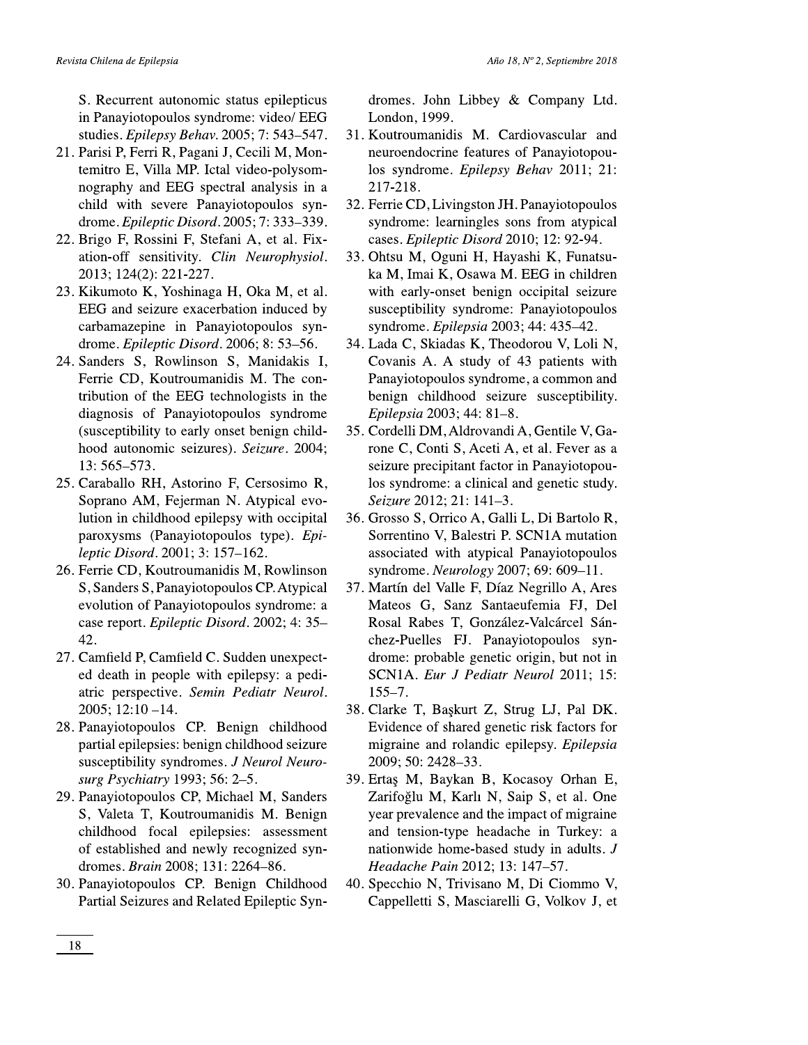S. Recurrent autonomic status epilepticus in Panayiotopoulos syndrome: video/ EEG studies. *Epilepsy Behav.* 2005; 7: 543–547.

21. Parisi P, Ferri R, Pagani J, Cecili M, Montemitro E, Villa MP. Ictal video-polysomnography and EEG spectral analysis in a child with severe Panayiotopoulos syndrome. *Epileptic Disord.* 2005; 7: 333–339.
22. Brigo F, Rossini F, Stefani A, et al. Fixation-off sensitivity. *Clin Neurophysiol.* 2013; 124(2): 221-227.
23. Kikumoto K, Yoshinaga H, Oka M, et al. EEG and seizure exacerbation induced by carbamazepine in Panayiotopoulos syndrome. *Epileptic Disord.* 2006; 8: 53–56.
24. Sanders S, Rowlinson S, Manidakis I, Ferrie CD, Koutroumanidis M. The contribution of the EEG technologists in the diagnosis of Panayiotopoulos syndrome (susceptibility to early onset benign childhood autonomic seizures). *Seizure.* 2004; 13: 565–573.
25. Caraballo RH, Astorino F, Cersosimo R, Soprano AM, Fejerman N. Atypical evolution in childhood epilepsy with occipital paroxysms (Panayiotopoulos type). *Epileptic Disord.* 2001; 3: 157–162.
26. Ferrie CD, Koutroumanidis M, Rowlinson S, Sanders S, Panayiotopoulos CP. Atypical evolution of Panayiotopoulos syndrome: a case report. *Epileptic Disord.* 2002; 4: 35–42.
27. Camfield P, Camfield C. Sudden unexpected death in people with epilepsy: a pediatric perspective. *Semin Pediatr Neurol.* 2005; 12:10 –14.
28. Panayiotopoulos CP. Benign childhood partial epilepsies: benign childhood seizure susceptibility syndromes. *J Neurol Neurosurg Psychiatry* 1993; 56: 2–5.
29. Panayiotopoulos CP, Michael M, Sanders S, Valeta T, Koutroumanidis M. Benign childhood focal epilepsies: assessment of established and newly recognized syndromes. *Brain* 2008; 131: 2264–86.
30. Panayiotopoulos CP. Benign Childhood Partial Seizures and Related Epileptic Syndromes. John Libbey & Company Ltd. London, 1999.
31. Koutroumanidis M. Cardiovascular and neuroendocrine features of Panayiotopoulos syndrome. *Epilepsy Behav* 2011; 21: 217-218.
32. Ferrie CD, Livingston JH. Panayiotopoulos syndrome: learningles sons from atypical cases. *Epileptic Disord* 2010; 12: 92-94.
33. Ohtsu M, Oguni H, Hayashi K, Funatsuka M, Imai K, Osawa M. EEG in children with early-onset benign occipital seizure susceptibility syndrome: Panayiotopoulos syndrome. *Epilepsia* 2003; 44: 435–42.
34. Lada C, Skiadas K, Theodorou V, Loli N, Covanis A. A study of 43 patients with Panayiotopoulos syndrome, a common and benign childhood seizure susceptibility. *Epilepsia* 2003; 44: 81–8.
35. Cordelli DM, Aldrovandi A, Gentile V, Garone C, Conti S, Aceti A, et al. Fever as a seizure precipitant factor in Panayiotopoulos syndrome: a clinical and genetic study. *Seizure* 2012; 21: 141–3.
36. Grosso S, Orrico A, Galli L, Di Bartolo R, Sorrentino V, Balestri P. SCN1A mutation associated with atypical Panayiotopoulos syndrome. *Neurology* 2007; 69: 609–11.
37. Martín del Valle F, Díaz Negrillo A, Ares Mateos G, Sanz Santaeufemia FJ, Del Rosal Rabes T, González-Valcárcel Sánchez-Puelles FJ. Panayiotopoulos syndrome: probable genetic origin, but not in SCN1A. *Eur J Pediatr Neurol* 2011; 15: 155–7.
38. Clarke T, Başkurt Z, Strug LJ, Pal DK. Evidence of shared genetic risk factors for migraine and rolandic epilepsy. *Epilepsia* 2009; 50: 2428–33.
39. Ertaş M, Baykan B, Kocasoy Orhan E, Zarifoğlu M, Karlı N, Saip S, et al. One year prevalence and the impact of migraine and tension-type headache in Turkey: a nationwide home-based study in adults. *J Headache Pain* 2012; 13: 147–57.
40. Specchio N, Trivisano M, Di Ciommo V, Cappelletti S, Masciarelli G, Volkov J, et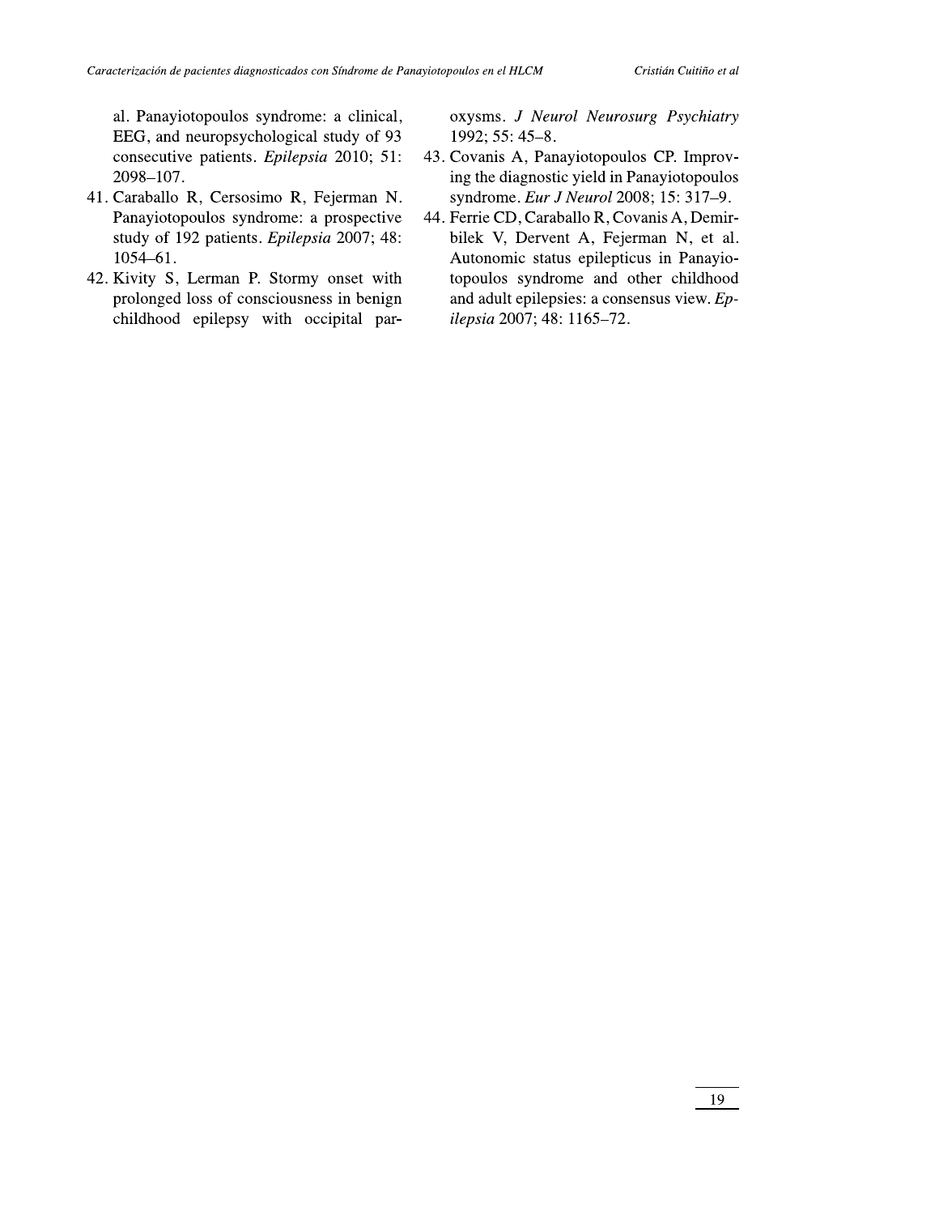al. Panayiotopoulos syndrome: a clinical, EEG, and neuropsychological study of 93 consecutive patients. *Epilepsia* 2010; 51: 2098–107.

41. Caraballo R, Cersosimo R, Fejerman N. Panayiotopoulos syndrome: a prospective study of 192 patients. *Epilepsia* 2007; 48: 1054–61.
42. Kivity S, Lerman P. Stormy onset with prolonged loss of consciousness in benign childhood epilepsy with occipital paroxysms. *J Neurol Neurosurg Psychiatry* 1992; 55: 45–8.
43. Covanis A, Panayiotopoulos CP. Improving the diagnostic yield in Panayiotopoulos syndrome. *Eur J Neurol* 2008; 15: 317–9.
44. Ferrie CD, Caraballo R, Covanis A, Demirbilek V, Dervent A, Fejerman N, et al. Autonomic status epilepticus in Panayiotopoulos syndrome and other childhood and adult epilepsies: a consensus view. *Epilepsia* 2007; 48: 1165–72.